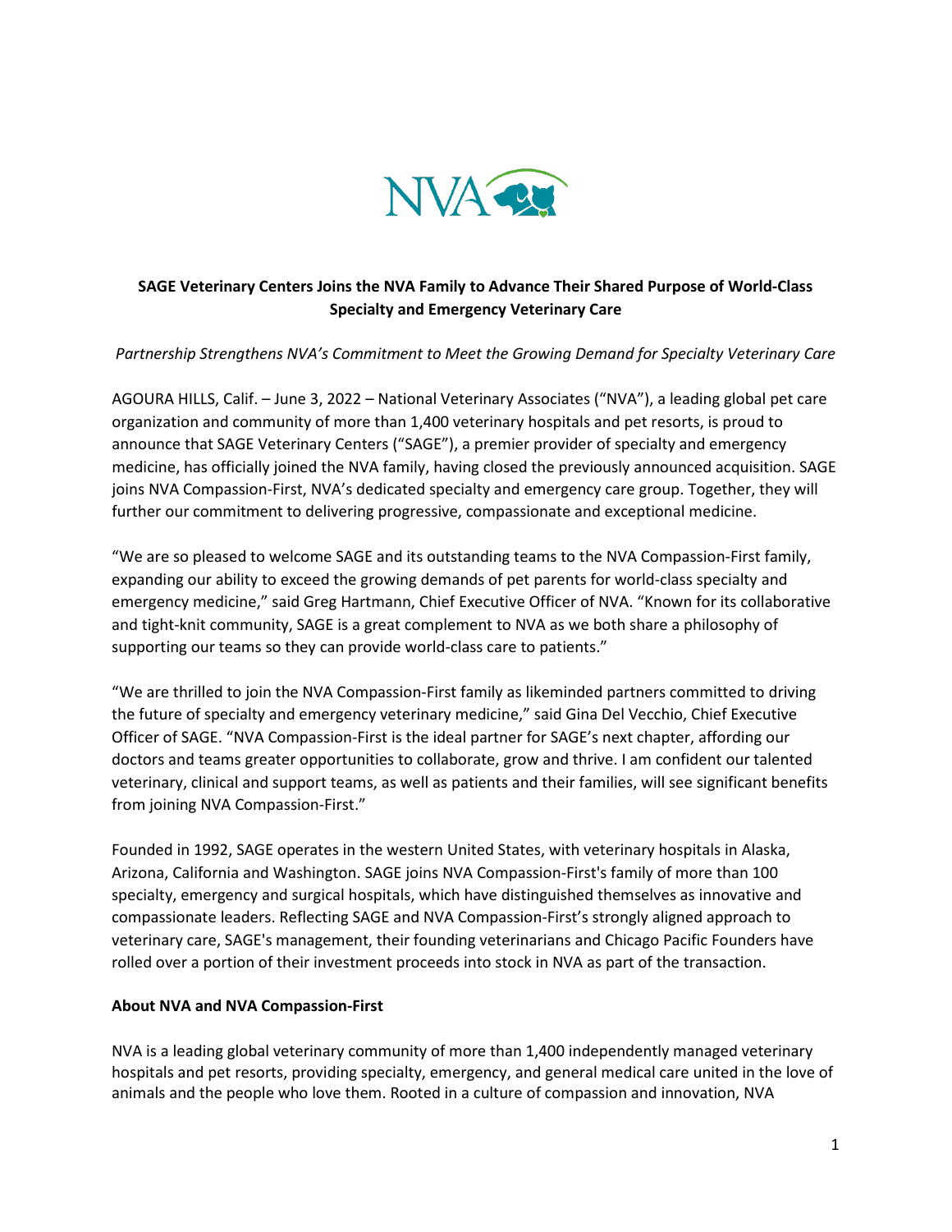**SAGE Veterinary Centers Joins the NVA Family to Advance Their Shared Purpose of World-Class Specialty and Emergency Veterinary Care**

*Partnership Strengthens NVA's Commitment to Meet the Growing Demand for Specialty Veterinary Care*

AGOURA HILLS, Calif. – June 3, 2022 – National Veterinary Associates ("NVA"), a leading global pet care organization and community of more than 1,400 veterinary hospitals and pet resorts, is proud to announce that SAGE Veterinary Centers ("SAGE"), a premier provider of specialty and emergency medicine, has officially joined the NVA family, having closed the previously announced acquisition. SAGE joins NVA Compassion-First, NVA's dedicated specialty and emergency care group. Together, they will further our commitment to delivering progressive, compassionate and exceptional medicine.

"We are so pleased to welcome SAGE and its outstanding teams to the NVA Compassion-First family, expanding our ability to exceed the growing demands of pet parents for world-class specialty and emergency medicine," said Greg Hartmann, Chief Executive Officer of NVA. "Known for its collaborative and tight-knit community, SAGE is a great complement to NVA as we both share a philosophy of supporting our teams so they can provide world-class care to patients."

"We are thrilled to join the NVA Compassion-First family as likeminded partners committed to driving the future of specialty and emergency veterinary medicine," said Gina Del Vecchio, Chief Executive Officer of SAGE. "NVA Compassion-First is the ideal partner for SAGE's next chapter, affording our doctors and teams greater opportunities to collaborate, grow and thrive. I am confident our talented veterinary, clinical and support teams, as well as patients and their families, will see significant benefits from joining NVA Compassion-First."

Founded in 1992, SAGE operates in the western United States, with veterinary hospitals in Alaska, Arizona, California and Washington. SAGE joins NVA Compassion-First's family of more than 100 specialty, emergency and surgical hospitals, which have distinguished themselves as innovative and compassionate leaders. Reflecting SAGE and NVA Compassion-First's strongly aligned approach to veterinary care, SAGE's management, their founding veterinarians and Chicago Pacific Founders have rolled over a portion of their investment proceeds into stock in NVA as part of the transaction.

**About NVA and NVA Compassion-First**

NVA is a leading global veterinary community of more than 1,400 independently managed veterinary hospitals and pet resorts, providing specialty, emergency, and general medical care united in the love of animals and the people who love them. Rooted in a culture of compassion and innovation, NVA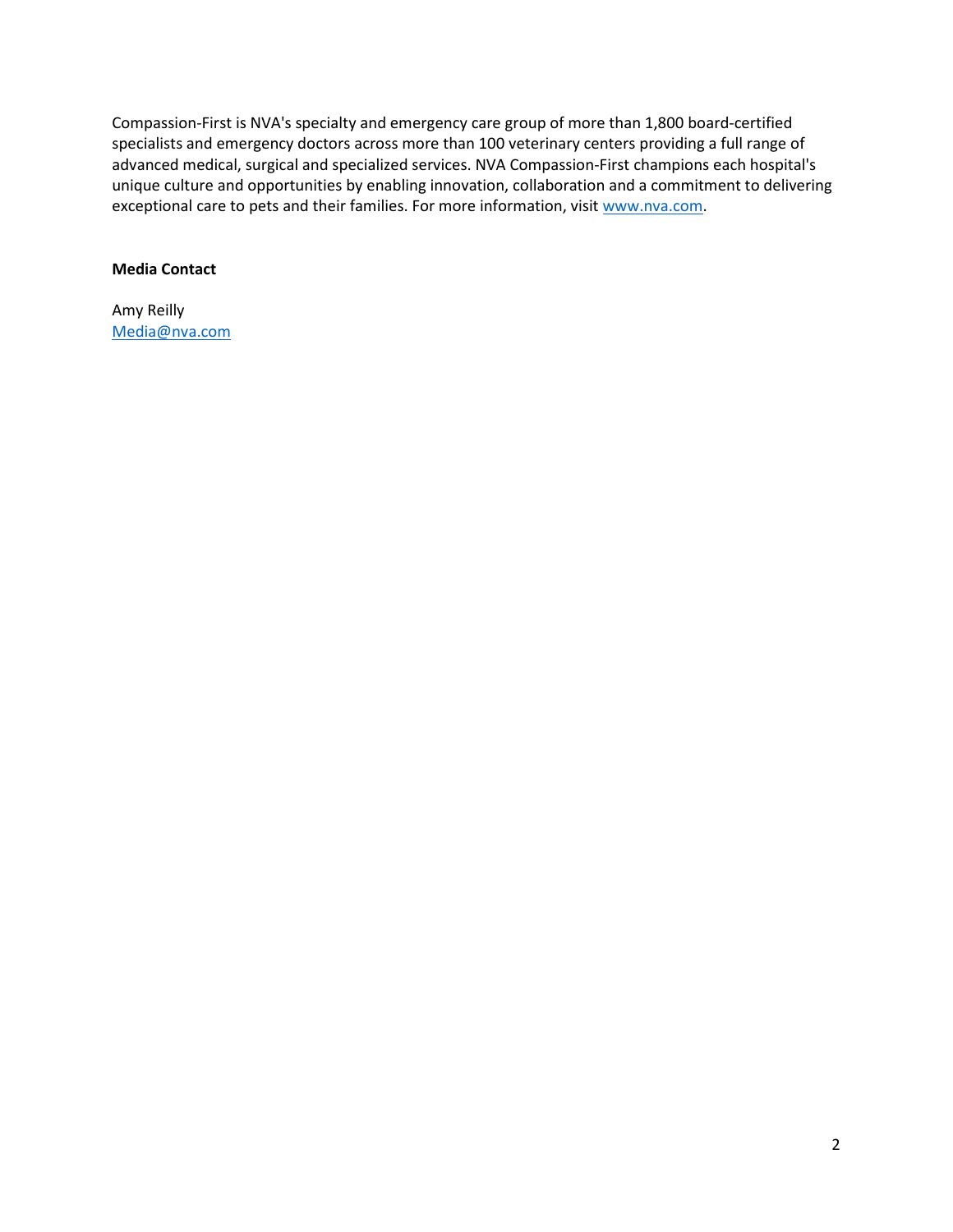Compassion-First is NVA's specialty and emergency care group of more than 1,800 board-certified specialists and emergency doctors across more than 100 veterinary centers providing a full range of advanced medical, surgical and specialized services. NVA Compassion-First champions each hospital's unique culture and opportunities by enabling innovation, collaboration and a commitment to delivering exceptional care to pets and their families. For more information, visit [www.nva.com](http://www.nva.com).

**Media Contact**

Amy Reilly
[Media@nva.com](mailto:Media@nva.com)